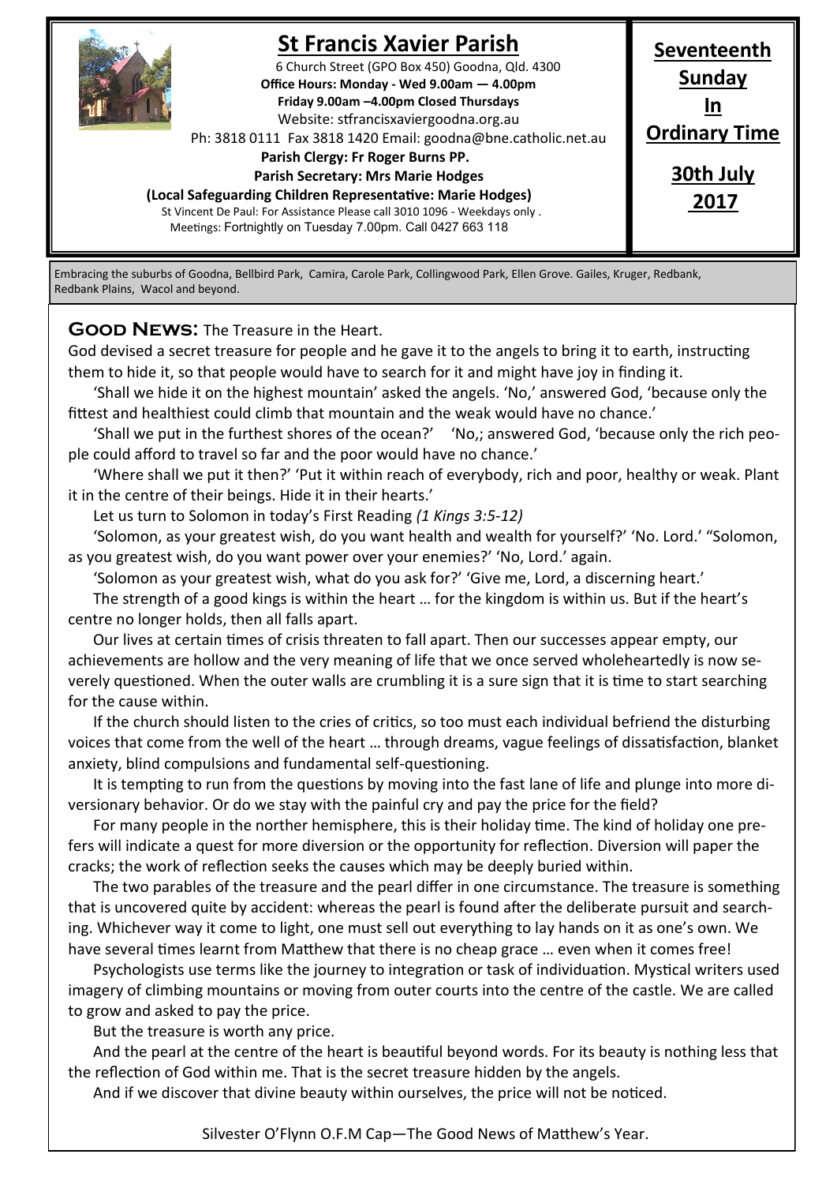# St Francis Xavier Parish

6 Church Street (GPO Box 450) Goodna, Qld. 4300

**Office Hours: Monday - Wed 9.00am — 4.00pm**

**Friday 9.00am –4.00pm Closed Thursdays**

Website: stfrancisxaviergoodna.org.au

Ph: 3818 0111 Fax 3818 1420 Email: goodna@bne.catholic.net.au

**Parish Clergy: Fr Roger Burns PP.**

**Parish Secretary: Mrs Marie Hodges**

**(Local Safeguarding Children Representative: Marie Hodges)**

St Vincent De Paul: For Assistance Please call 3010 1096 - Weekdays only .

Meetings: Fortnightly on Tuesday 7.00pm. Call 0427 663 118

**Seventeenth Sunday In Ordinary Time**

**30th July 2017**

Embracing the suburbs of Goodna, Bellbird Park, Camira, Carole Park, Collingwood Park, Ellen Grove. Gailes, Kruger, Redbank, Redbank Plains, Wacol and beyond.

## Good News: The Treasure in the Heart.

God devised a secret treasure for people and he gave it to the angels to bring it to earth, instructing them to hide it, so that people would have to search for it and might have joy in finding it.

'Shall we hide it on the highest mountain' asked the angels. 'No,' answered God, 'because only the fittest and healthiest could climb that mountain and the weak would have no chance.'

'Shall we put in the furthest shores of the ocean?' 'No,; answered God, 'because only the rich people could afford to travel so far and the poor would have no chance.'

'Where shall we put it then?' 'Put it within reach of everybody, rich and poor, healthy or weak. Plant it in the centre of their beings. Hide it in their hearts.'

Let us turn to Solomon in today's First Reading *(1 Kings 3:5-12)*

'Solomon, as your greatest wish, do you want health and wealth for yourself?' 'No. Lord.' "Solomon, as you greatest wish, do you want power over your enemies?' 'No, Lord.' again.

'Solomon as your greatest wish, what do you ask for?' 'Give me, Lord, a discerning heart.'

The strength of a good kings is within the heart … for the kingdom is within us. But if the heart's centre no longer holds, then all falls apart.

Our lives at certain times of crisis threaten to fall apart. Then our successes appear empty, our achievements are hollow and the very meaning of life that we once served wholeheartedly is now severely questioned. When the outer walls are crumbling it is a sure sign that it is time to start searching for the cause within.

If the church should listen to the cries of critics, so too must each individual befriend the disturbing voices that come from the well of the heart … through dreams, vague feelings of dissatisfaction, blanket anxiety, blind compulsions and fundamental self-questioning.

It is tempting to run from the questions by moving into the fast lane of life and plunge into more diversionary behavior. Or do we stay with the painful cry and pay the price for the field?

For many people in the norther hemisphere, this is their holiday time. The kind of holiday one prefers will indicate a quest for more diversion or the opportunity for reflection. Diversion will paper the cracks; the work of reflection seeks the causes which may be deeply buried within.

The two parables of the treasure and the pearl differ in one circumstance. The treasure is something that is uncovered quite by accident: whereas the pearl is found after the deliberate pursuit and searching. Whichever way it come to light, one must sell out everything to lay hands on it as one's own. We have several times learnt from Matthew that there is no cheap grace … even when it comes free!

Psychologists use terms like the journey to integration or task of individuation. Mystical writers used imagery of climbing mountains or moving from outer courts into the centre of the castle. We are called to grow and asked to pay the price.

But the treasure is worth any price.

And the pearl at the centre of the heart is beautiful beyond words. For its beauty is nothing less that the reflection of God within me. That is the secret treasure hidden by the angels.

And if we discover that divine beauty within ourselves, the price will not be noticed.

Silvester O'Flynn O.F.M Cap—The Good News of Matthew's Year.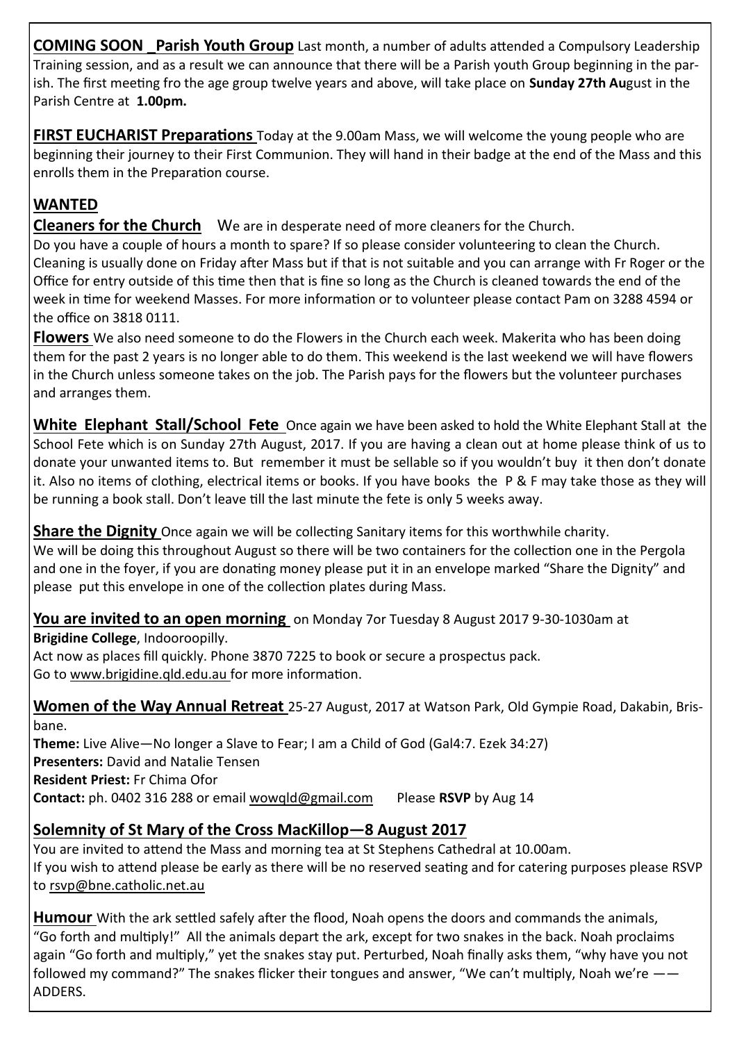**COMING SOON _Parish Youth Group** Last month, a number of adults attended a Compulsory Leadership Training session, and as a result we can announce that there will be a Parish youth Group beginning in the parish. The first meeting fro the age group twelve years and above, will take place on **Sunday 27th Au**gust in the Parish Centre at **1.00pm.**

**FIRST EUCHARIST Preparations** Today at the 9.00am Mass, we will welcome the young people who are beginning their journey to their First Communion. They will hand in their badge at the end of the Mass and this enrolls them in the Preparation course.

## WANTED

**Cleaners for the Church** We are in desperate need of more cleaners for the Church.
Do you have a couple of hours a month to spare? If so please consider volunteering to clean the Church. Cleaning is usually done on Friday after Mass but if that is not suitable and you can arrange with Fr Roger or the Office for entry outside of this time then that is fine so long as the Church is cleaned towards the end of the week in time for weekend Masses. For more information or to volunteer please contact Pam on 3288 4594 or the office on 3818 0111.

**Flowers** We also need someone to do the Flowers in the Church each week. Makerita who has been doing them for the past 2 years is no longer able to do them. This weekend is the last weekend we will have flowers in the Church unless someone takes on the job. The Parish pays for the flowers but the volunteer purchases and arranges them.

**White Elephant Stall/School Fete** Once again we have been asked to hold the White Elephant Stall at the School Fete which is on Sunday 27th August, 2017. If you are having a clean out at home please think of us to donate your unwanted items to. But remember it must be sellable so if you wouldn't buy it then don't donate it. Also no items of clothing, electrical items or books. If you have books the P & F may take those as they will be running a book stall. Don't leave till the last minute the fete is only 5 weeks away.

**Share the Dignity** Once again we will be collecting Sanitary items for this worthwhile charity.
We will be doing this throughout August so there will be two containers for the collection one in the Pergola and one in the foyer, if you are donating money please put it in an envelope marked "Share the Dignity" and please put this envelope in one of the collection plates during Mass.

**You are invited to an open morning** on Monday 7or Tuesday 8 August 2017 9-30-1030am at
**Brigidine College**, Indooroopilly.
Act now as places fill quickly. Phone 3870 7225 to book or secure a prospectus pack.
Go to www.brigidine.qld.edu.au for more information.

**Women of the Way Annual Retreat** 25-27 August, 2017 at Watson Park, Old Gympie Road, Dakabin, Brisbane.
**Theme:** Live Alive—No longer a Slave to Fear; I am a Child of God (Gal4:7. Ezek 34:27)
**Presenters:** David and Natalie Tensen
**Resident Priest:** Fr Chima Ofor
**Contact:** ph. 0402 316 288 or email wowqld@gmail.com Please **RSVP** by Aug 14

## Solemnity of St Mary of the Cross MacKillop—8 August 2017

You are invited to attend the Mass and morning tea at St Stephens Cathedral at 10.00am.
If you wish to attend please be early as there will be no reserved seating and for catering purposes please RSVP to rsvp@bne.catholic.net.au

**Humour** With the ark settled safely after the flood, Noah opens the doors and commands the animals, "Go forth and multiply!" All the animals depart the ark, except for two snakes in the back. Noah proclaims again "Go forth and multiply," yet the snakes stay put. Perturbed, Noah finally asks them, "why have you not followed my command?" The snakes flicker their tongues and answer, "We can't multiply, Noah we're —— ADDERS.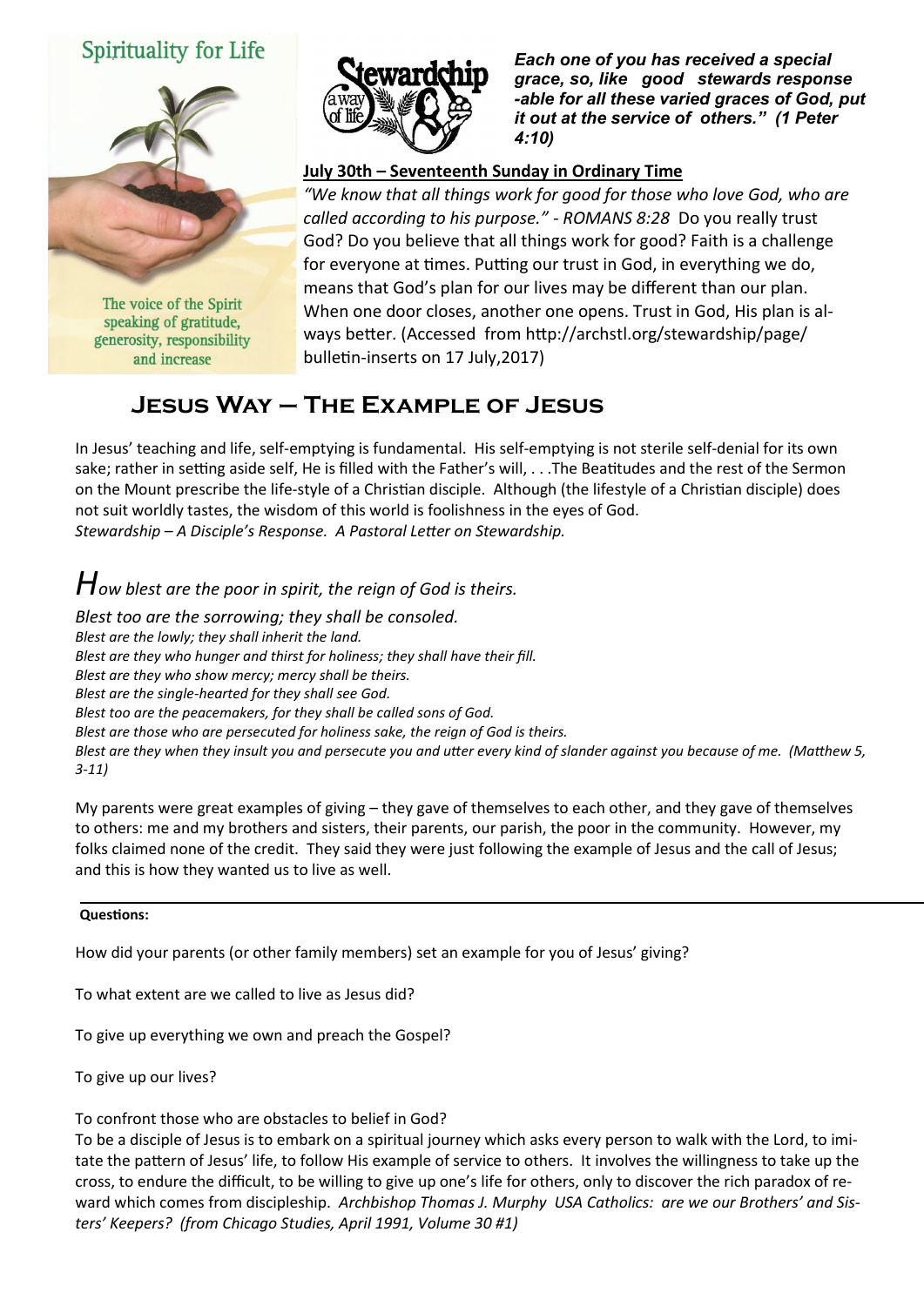Spirituality for Life

The voice of the Spirit speaking of gratitude, generosity, responsibility and increase

***Each one of you has received a special grace, so, like good stewards response -able for all these varied graces of God, put it out at the service of others." (1 Peter 4:10)***

**July 30th – Seventeenth Sunday in Ordinary Time**

*"We know that all things work for good for those who love God, who are called according to his purpose." - ROMANS 8:28* Do you really trust God? Do you believe that all things work for good? Faith is a challenge for everyone at times. Putting our trust in God, in everything we do, means that God's plan for our lives may be different than our plan. When one door closes, another one opens. Trust in God, His plan is always better. (Accessed from http://archstl.org/stewardship/page/bulletin-inserts on 17 July,2017)

## Jesus Way – The Example of Jesus

In Jesus' teaching and life, self-emptying is fundamental. His self-emptying is not sterile self-denial for its own sake; rather in setting aside self, He is filled with the Father's will, . . .The Beatitudes and the rest of the Sermon on the Mount prescribe the life-style of a Christian disciple. Although (the lifestyle of a Christian disciple) does not suit worldly tastes, the wisdom of this world is foolishness in the eyes of God.
*Stewardship – A Disciple's Response. A Pastoral Letter on Stewardship.*

*How blest are the poor in spirit, the reign of God is theirs.*
*Blest too are the sorrowing; they shall be consoled.*
*Blest are the lowly; they shall inherit the land.*
*Blest are they who hunger and thirst for holiness; they shall have their fill.*
*Blest are they who show mercy; mercy shall be theirs.*
*Blest are the single-hearted for they shall see God.*
*Blest too are the peacemakers, for they shall be called sons of God.*
*Blest are those who are persecuted for holiness sake, the reign of God is theirs.*
*Blest are they when they insult you and persecute you and utter every kind of slander against you because of me. (Matthew 5, 3-11)*

My parents were great examples of giving – they gave of themselves to each other, and they gave of themselves to others: me and my brothers and sisters, their parents, our parish, the poor in the community. However, my folks claimed none of the credit. They said they were just following the example of Jesus and the call of Jesus; and this is how they wanted us to live as well.

---

**Questions:**

How did your parents (or other family members) set an example for you of Jesus' giving?

To what extent are we called to live as Jesus did?

To give up everything we own and preach the Gospel?

To give up our lives?

To confront those who are obstacles to belief in God?

To be a disciple of Jesus is to embark on a spiritual journey which asks every person to walk with the Lord, to imitate the pattern of Jesus' life, to follow His example of service to others. It involves the willingness to take up the cross, to endure the difficult, to be willing to give up one's life for others, only to discover the rich paradox of reward which comes from discipleship. *Archbishop Thomas J. Murphy USA Catholics: are we our Brothers' and Sisters' Keepers? (from Chicago Studies, April 1991, Volume 30 #1)*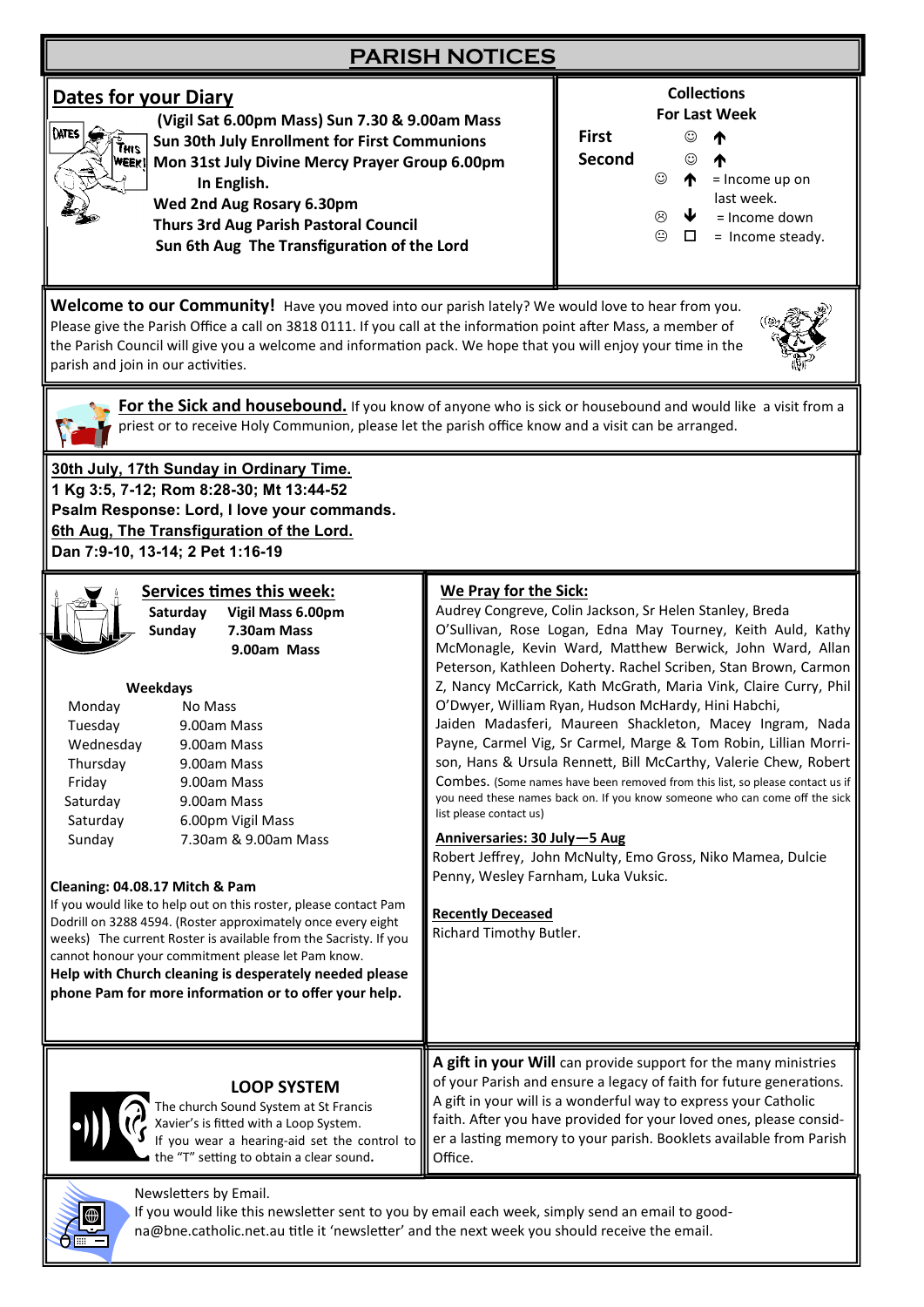# PARISH NOTICES

## Dates for your Diary

**(Vigil Sat 6.00pm Mass) Sun 7.30 & 9.00am Mass**
**Sun 30th July Enrollment for First Communions**
**Mon 31st July Divine Mercy Prayer Group 6.00pm In English.**
**Wed 2nd Aug Rosary 6.30pm**
**Thurs 3rd Aug Parish Pastoral Council**
**Sun 6th Aug The Transfiguration of the Lord**

**Collections For Last Week**

**First** ☺ ↑
**Second** ☺ ↑

☺ ↑ = Income up on last week.
☹ ↓ = Income down
😐 ☐ = Income steady.

**Welcome to our Community!** Have you moved into our parish lately? We would love to hear from you. Please give the Parish Office a call on 3818 0111. If you call at the information point after Mass, a member of the Parish Council will give you a welcome and information pack. We hope that you will enjoy your time in the parish and join in our activities.

**For the Sick and housebound.** If you know of anyone who is sick or housebound and would like a visit from a priest or to receive Holy Communion, please let the parish office know and a visit can be arranged.

**30th July, 17th Sunday in Ordinary Time.**
**1 Kg 3:5, 7-12; Rom 8:28-30; Mt 13:44-52**
**Psalm Response: Lord, I love your commands.**
**6th Aug, The Transfiguration of the Lord.**
**Dan 7:9-10, 13-14; 2 Pet 1:16-19**

## Services times this week:

**Saturday** **Vigil Mass 6.00pm**
**Sunday** **7.30am Mass**
**9.00am Mass**

**Weekdays**

| | |
|---|---|
| Monday | No Mass |
| Tuesday | 9.00am Mass |
| Wednesday | 9.00am Mass |
| Thursday | 9.00am Mass |
| Friday | 9.00am Mass |
| Saturday | 9.00am Mass |
| Saturday | 6.00pm Vigil Mass |
| Sunday | 7.30am & 9.00am Mass |

**Cleaning: 04.08.17 Mitch & Pam**

If you would like to help out on this roster, please contact Pam Dodrill on 3288 4594. (Roster approximately once every eight weeks) The current Roster is available from the Sacristy. If you cannot honour your commitment please let Pam know.

**Help with Church cleaning is desperately needed please phone Pam for more information or to offer your help.**

## We Pray for the Sick:

Audrey Congreve, Colin Jackson, Sr Helen Stanley, Breda O'Sullivan, Rose Logan, Edna May Tourney, Keith Auld, Kathy McMonagle, Kevin Ward, Matthew Berwick, John Ward, Allan Peterson, Kathleen Doherty. Rachel Scriben, Stan Brown, Carmon Z, Nancy McCarrick, Kath McGrath, Maria Vink, Claire Curry, Phil O'Dwyer, William Ryan, Hudson McHardy, Hini Habchi, Jaiden Madasferi, Maureen Shackleton, Macey Ingram, Nada Payne, Carmel Vig, Sr Carmel, Marge & Tom Robin, Lillian Morrison, Hans & Ursula Rennett, Bill McCarthy, Valerie Chew, Robert Combes. (Some names have been removed from this list, so please contact us if you need these names back on. If you know someone who can come off the sick list please contact us)

**Anniversaries: 30 July—5 Aug**

Robert Jeffrey, John McNulty, Emo Gross, Niko Mamea, Dulcie Penny, Wesley Farnham, Luka Vuksic.

**Recently Deceased**

Richard Timothy Butler.

## LOOP SYSTEM

The church Sound System at St Francis Xavier's is fitted with a Loop System. If you wear a hearing-aid set the control to the "T" setting to obtain a clear sound.

**A gift in your Will** can provide support for the many ministries of your Parish and ensure a legacy of faith for future generations. A gift in your will is a wonderful way to express your Catholic faith. After you have provided for your loved ones, please consider a lasting memory to your parish. Booklets available from Parish Office.

Newsletters by Email.
If you would like this newsletter sent to you by email each week, simply send an email to goodna@bne.catholic.net.au title it 'newsletter' and the next week you should receive the email.